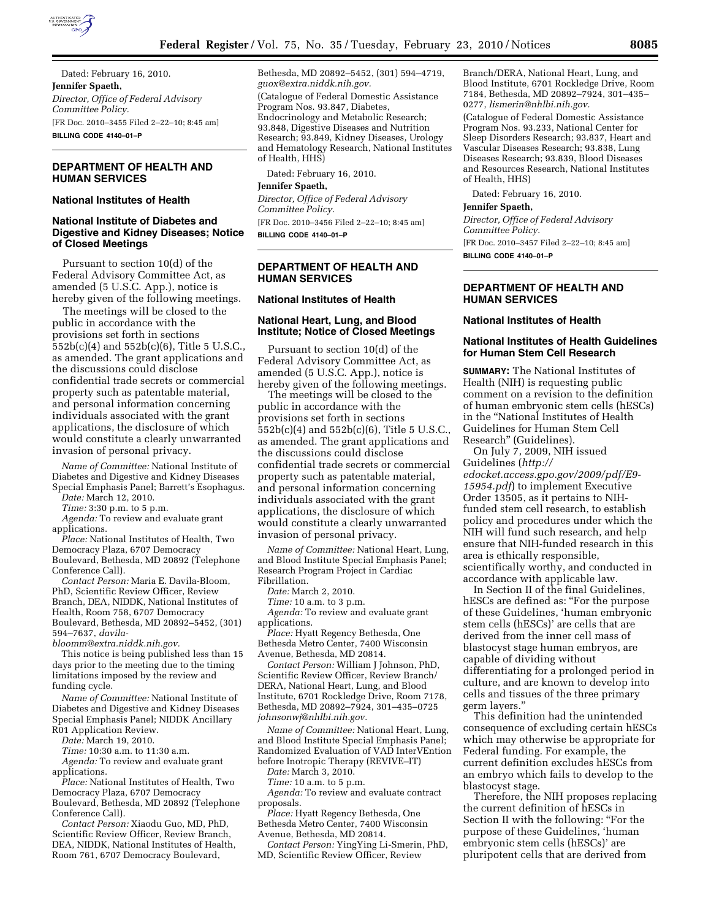Dated: February 16, 2010.

**Jennifer Spaeth,**

*Director, Office of Federal Advisory Committee Policy.*

[FR Doc. 2010–3455 Filed 2–22–10; 8:45 am]

**BILLING CODE 4140–01–P**

## DEPARTMENT OF HEALTH AND HUMAN SERVICES

### National Institutes of Health

### National Institute of Diabetes and Digestive and Kidney Diseases; Notice of Closed Meetings

Pursuant to section 10(d) of the Federal Advisory Committee Act, as amended (5 U.S.C. App.), notice is hereby given of the following meetings.

The meetings will be closed to the public in accordance with the provisions set forth in sections 552b(c)(4) and 552b(c)(6), Title 5 U.S.C., as amended. The grant applications and the discussions could disclose confidential trade secrets or commercial property such as patentable material, and personal information concerning individuals associated with the grant applications, the disclosure of which would constitute a clearly unwarranted invasion of personal privacy.

*Name of Committee:* National Institute of Diabetes and Digestive and Kidney Diseases Special Emphasis Panel; Barrett's Esophagus.

*Date:* March 12, 2010.

*Time:* 3:30 p.m. to 5 p.m.

*Agenda:* To review and evaluate grant applications.

*Place:* National Institutes of Health, Two Democracy Plaza, 6707 Democracy Boulevard, Bethesda, MD 20892 (Telephone Conference Call).

*Contact Person:* Maria E. Davila-Bloom, PhD, Scientific Review Officer, Review Branch, DEA, NIDDK, National Institutes of Health, Room 758, 6707 Democracy Boulevard, Bethesda, MD 20892–5452, (301) 594–7637, *davila-bloomm@extra.niddk.nih.gov.*

This notice is being published less than 15 days prior to the meeting due to the timing limitations imposed by the review and funding cycle.

*Name of Committee:* National Institute of Diabetes and Digestive and Kidney Diseases Special Emphasis Panel; NIDDK Ancillary R01 Application Review.

*Date:* March 19, 2010.

*Time:* 10:30 a.m. to 11:30 a.m.

*Agenda:* To review and evaluate grant applications.

*Place:* National Institutes of Health, Two Democracy Plaza, 6707 Democracy Boulevard, Bethesda, MD 20892 (Telephone Conference Call).

*Contact Person:* Xiaodu Guo, MD, PhD, Scientific Review Officer, Review Branch, DEA, NIDDK, National Institutes of Health, Room 761, 6707 Democracy Boulevard, Bethesda, MD 20892–5452, (301) 594–4719, *guox@extra.niddk.nih.gov.*

(Catalogue of Federal Domestic Assistance Program Nos. 93.847, Diabetes, Endocrinology and Metabolic Research; 93.848, Digestive Diseases and Nutrition Research; 93.849, Kidney Diseases, Urology and Hematology Research, National Institutes of Health, HHS)

Dated: February 16, 2010.

**Jennifer Spaeth,**

*Director, Office of Federal Advisory Committee Policy.*

[FR Doc. 2010–3456 Filed 2–22–10; 8:45 am]

**BILLING CODE 4140–01–P**

## DEPARTMENT OF HEALTH AND HUMAN SERVICES

### National Institutes of Health

### National Heart, Lung, and Blood Institute; Notice of Closed Meetings

Pursuant to section 10(d) of the Federal Advisory Committee Act, as amended (5 U.S.C. App.), notice is hereby given of the following meetings.

The meetings will be closed to the public in accordance with the provisions set forth in sections 552b(c)(4) and 552b(c)(6), Title 5 U.S.C., as amended. The grant applications and the discussions could disclose confidential trade secrets or commercial property such as patentable material, and personal information concerning individuals associated with the grant applications, the disclosure of which would constitute a clearly unwarranted invasion of personal privacy.

*Name of Committee:* National Heart, Lung, and Blood Institute Special Emphasis Panel; Research Program Project in Cardiac Fibrillation.

*Date:* March 2, 2010.

*Time:* 10 a.m. to 3 p.m.

*Agenda:* To review and evaluate grant applications.

*Place:* Hyatt Regency Bethesda, One Bethesda Metro Center, 7400 Wisconsin Avenue, Bethesda, MD 20814.

*Contact Person:* William J Johnson, PhD, Scientific Review Officer, Review Branch/DERA, National Heart, Lung, and Blood Institute, 6701 Rockledge Drive, Room 7178, Bethesda, MD 20892–7924, 301–435–0725 *johnsonwj@nhlbi.nih.gov.*

*Name of Committee:* National Heart, Lung, and Blood Institute Special Emphasis Panel; Randomized Evaluation of VAD InterVEntion before Inotropic Therapy (REVIVE–IT)

*Date:* March 3, 2010.

*Time:* 10 a.m. to 5 p.m.

*Agenda:* To review and evaluate contract proposals.

*Place:* Hyatt Regency Bethesda, One Bethesda Metro Center, 7400 Wisconsin Avenue, Bethesda, MD 20814.

*Contact Person:* YingYing Li-Smerin, PhD, MD, Scientific Review Officer, Review Branch/DERA, National Heart, Lung, and Blood Institute, 6701 Rockledge Drive, Room 7184, Bethesda, MD 20892–7924, 301–435–0277, *lismerin@nhlbi.nih.gov.*

(Catalogue of Federal Domestic Assistance Program Nos. 93.233, National Center for Sleep Disorders Research; 93.837, Heart and Vascular Diseases Research; 93.838, Lung Diseases Research; 93.839, Blood Diseases and Resources Research, National Institutes of Health, HHS)

Dated: February 16, 2010.

**Jennifer Spaeth,**

*Director, Office of Federal Advisory Committee Policy.*

[FR Doc. 2010–3457 Filed 2–22–10; 8:45 am]

**BILLING CODE 4140–01–P**

## DEPARTMENT OF HEALTH AND HUMAN SERVICES

### National Institutes of Health

### National Institutes of Health Guidelines for Human Stem Cell Research

**SUMMARY:** The National Institutes of Health (NIH) is requesting public comment on a revision to the definition of human embryonic stem cells (hESCs) in the "National Institutes of Health Guidelines for Human Stem Cell Research" (Guidelines).

On July 7, 2009, NIH issued Guidelines (*http://edocket.access.gpo.gov/2009/pdf/E9-15954.pdf*) to implement Executive Order 13505, as it pertains to NIH-funded stem cell research, to establish policy and procedures under which the NIH will fund such research, and help ensure that NIH-funded research in this area is ethically responsible, scientifically worthy, and conducted in accordance with applicable law.

In Section II of the final Guidelines, hESCs are defined as: "For the purpose of these Guidelines, 'human embryonic stem cells (hESCs)' are cells that are derived from the inner cell mass of blastocyst stage human embryos, are capable of dividing without differentiating for a prolonged period in culture, and are known to develop into cells and tissues of the three primary germ layers."

This definition had the unintended consequence of excluding certain hESCs which may otherwise be appropriate for Federal funding. For example, the current definition excludes hESCs from an embryo which fails to develop to the blastocyst stage.

Therefore, the NIH proposes replacing the current definition of hESCs in Section II with the following: "For the purpose of these Guidelines, 'human embryonic stem cells (hESCs)' are pluripotent cells that are derived from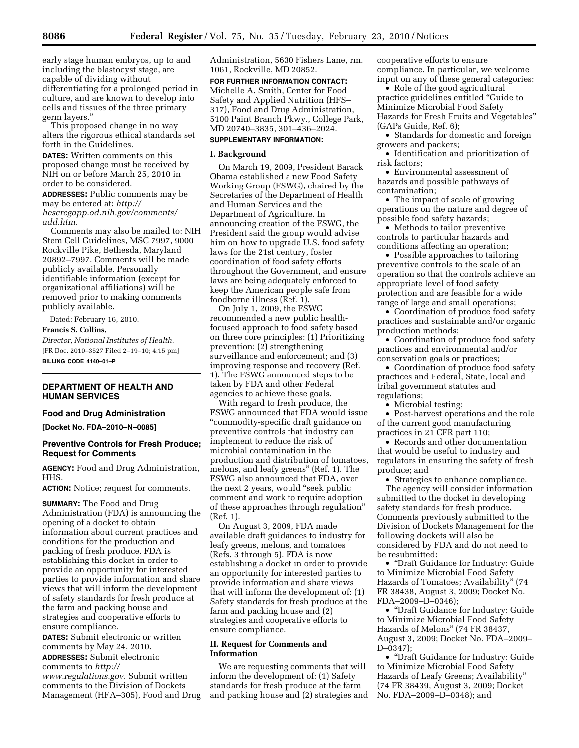early stage human embryos, up to and including the blastocyst stage, are capable of dividing without differentiating for a prolonged period in culture, and are known to develop into cells and tissues of the three primary germ layers."

This proposed change in no way alters the rigorous ethical standards set forth in the Guidelines.

**DATES:** Written comments on this proposed change must be received by NIH on or before March 25, 2010 in order to be considered.

**ADDRESSES:** Public comments may be may be entered at: *http://hescregapp.od.nih.gov/comments/add.htm*.

Comments may also be mailed to: NIH Stem Cell Guidelines, MSC 7997, 9000 Rockville Pike, Bethesda, Maryland 20892–7997. Comments will be made publicly available. Personally identifiable information (except for organizational affiliations) will be removed prior to making comments publicly available.

Dated: February 16, 2010.

**Francis S. Collins,**

*Director, National Institutes of Health.*

[FR Doc. 2010–3527 Filed 2–19–10; 4:15 pm]

**BILLING CODE 4140–01–P**

## DEPARTMENT OF HEALTH AND HUMAN SERVICES

### Food and Drug Administration

**[Docket No. FDA–2010–N–0085]**

### Preventive Controls for Fresh Produce; Request for Comments

**AGENCY:** Food and Drug Administration, HHS.

**ACTION:** Notice; request for comments.

**SUMMARY:** The Food and Drug Administration (FDA) is announcing the opening of a docket to obtain information about current practices and conditions for the production and packing of fresh produce. FDA is establishing this docket in order to provide an opportunity for interested parties to provide information and share views that will inform the development of safety standards for fresh produce at the farm and packing house and strategies and cooperative efforts to ensure compliance.

**DATES:** Submit electronic or written comments by May 24, 2010.

**ADDRESSES:** Submit electronic comments to *http://www.regulations.gov*. Submit written comments to the Division of Dockets Management (HFA–305), Food and Drug Administration, 5630 Fishers Lane, rm. 1061, Rockville, MD 20852.

**FOR FURTHER INFORMATION CONTACT:** Michelle A. Smith, Center for Food Safety and Applied Nutrition (HFS–317), Food and Drug Administration, 5100 Paint Branch Pkwy., College Park, MD 20740–3835, 301–436–2024.

**SUPPLEMENTARY INFORMATION:**

#### I. Background

On March 19, 2009, President Barack Obama established a new Food Safety Working Group (FSWG), chaired by the Secretaries of the Department of Health and Human Services and the Department of Agriculture. In announcing creation of the FSWG, the President said the group would advise him on how to upgrade U.S. food safety laws for the 21st century, foster coordination of food safety efforts throughout the Government, and ensure laws are being adequately enforced to keep the American people safe from foodborne illness (Ref. 1).

On July 1, 2009, the FSWG recommended a new public health-focused approach to food safety based on three core principles: (1) Prioritizing prevention; (2) strengthening surveillance and enforcement; and (3) improving response and recovery (Ref. 1). The FSWG announced steps to be taken by FDA and other Federal agencies to achieve these goals.

With regard to fresh produce, the FSWG announced that FDA would issue "commodity-specific draft guidance on preventive controls that industry can implement to reduce the risk of microbial contamination in the production and distribution of tomatoes, melons, and leafy greens" (Ref. 1). The FSWG also announced that FDA, over the next 2 years, would "seek public comment and work to require adoption of these approaches through regulation" (Ref. 1).

On August 3, 2009, FDA made available draft guidances to industry for leafy greens, melons, and tomatoes (Refs. 3 through 5). FDA is now establishing a docket in order to provide an opportunity for interested parties to provide information and share views that will inform the development of: (1) Safety standards for fresh produce at the farm and packing house and (2) strategies and cooperative efforts to ensure compliance.

#### II. Request for Comments and Information

We are requesting comments that will inform the development of: (1) Safety standards for fresh produce at the farm and packing house and (2) strategies and cooperative efforts to ensure compliance. In particular, we welcome input on any of these general categories:

- Role of the good agricultural practice guidelines entitled "Guide to Minimize Microbial Food Safety Hazards for Fresh Fruits and Vegetables" (GAPs Guide, Ref. 6);
- Standards for domestic and foreign growers and packers;
- Identification and prioritization of risk factors;
- Environmental assessment of hazards and possible pathways of contamination;
- The impact of scale of growing operations on the nature and degree of possible food safety hazards;
- Methods to tailor preventive controls to particular hazards and conditions affecting an operation;
- Possible approaches to tailoring preventive controls to the scale of an operation so that the controls achieve an appropriate level of food safety protection and are feasible for a wide range of large and small operations;
- Coordination of produce food safety practices and sustainable and/or organic production methods;
- Coordination of produce food safety practices and environmental and/or conservation goals or practices;
- Coordination of produce food safety practices and Federal, State, local and tribal government statutes and regulations;
- Microbial testing;
- Post-harvest operations and the role of the current good manufacturing practices in 21 CFR part 110;
- Records and other documentation that would be useful to industry and regulators in ensuring the safety of fresh produce; and
- Strategies to enhance compliance.

The agency will consider information submitted to the docket in developing safety standards for fresh produce. Comments previously submitted to the Division of Dockets Management for the following dockets will also be considered by FDA and do not need to be resubmitted:

- "Draft Guidance for Industry: Guide to Minimize Microbial Food Safety Hazards of Tomatoes; Availability" (74 FR 38438, August 3, 2009; Docket No. FDA–2009–D–0346);
- "Draft Guidance for Industry: Guide to Minimize Microbial Food Safety Hazards of Melons" (74 FR 38437, August 3, 2009; Docket No. FDA–2009–D–0347);
- "Draft Guidance for Industry: Guide to Minimize Microbial Food Safety Hazards of Leafy Greens; Availability" (74 FR 38439, August 3, 2009; Docket No. FDA–2009–D–0348); and